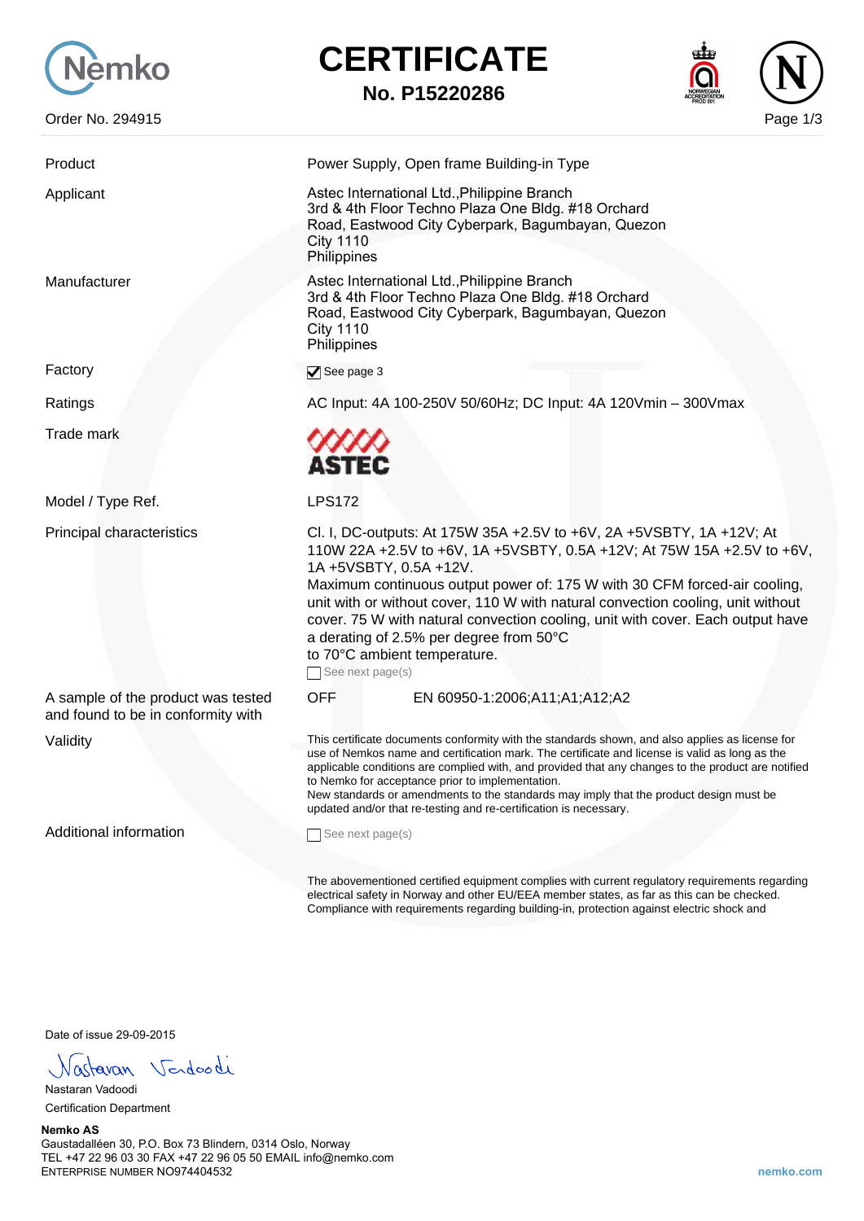# CERTIFICATE

## No. P15220286

Order No. 294915

| | |
|---|---|
| Product | Power Supply, Open frame Building-in Type |
| Applicant | Astec International Ltd.,Philippine Branch<br>3rd & 4th Floor Techno Plaza One Bldg. #18 Orchard Road, Eastwood City Cyberpark, Bagumbayan, Quezon City 1110<br>Philippines |
| Manufacturer | Astec International Ltd.,Philippine Branch<br>3rd & 4th Floor Techno Plaza One Bldg. #18 Orchard Road, Eastwood City Cyberpark, Bagumbayan, Quezon City 1110<br>Philippines |
| Factory | ☑ See page 3 |
| Ratings | AC Input: 4A 100-250V 50/60Hz; DC Input: 4A 120Vmin – 300Vmax |
| Trade mark | ASTEC |
| Model / Type Ref. | LPS172 |
| Principal characteristics | Cl. I, DC-outputs: At 175W 35A +2.5V to +6V, 2A +5VSBTY, 1A +12V; At 110W 22A +2.5V to +6V, 1A +5VSBTY, 0.5A +12V; At 75W 15A +2.5V to +6V, 1A +5VSBTY, 0.5A +12V.<br>Maximum continuous output power of: 175 W with 30 CFM forced-air cooling, unit with or without cover, 110 W with natural convection cooling, unit without cover. 75 W with natural convection cooling, unit with cover. Each output have a derating of 2.5% per degree from 50°C to 70°C ambient temperature.<br>☐ See next page(s) |
| A sample of the product was tested and found to be in conformity with | OFF EN 60950-1:2006;A11;A1;A12;A2 |
| Validity | This certificate documents conformity with the standards shown, and also applies as license for use of Nemkos name and certification mark. The certificate and license is valid as long as the applicable conditions are complied with, and provided that any changes to the product are notified to Nemko for acceptance prior to implementation.<br>New standards or amendments to the standards may imply that the product design must be updated and/or that re-testing and re-certification is necessary. |
| Additional information | ☐ See next page(s) |

The abovementioned certified equipment complies with current regulatory requirements regarding electrical safety in Norway and other EU/EEA member states, as far as this can be checked. Compliance with requirements regarding building-in, protection against electric shock and

Date of issue 29-09-2015

Nastaran Vadoodi
Certification Department

**Nemko AS**
Gaustadalléen 30, P.O. Box 73 Blindern, 0314 Oslo, Norway
TEL +47 22 96 03 30 FAX +47 22 96 05 50 EMAIL info@nemko.com
ENTERPRISE NUMBER NO974404532

nemko.com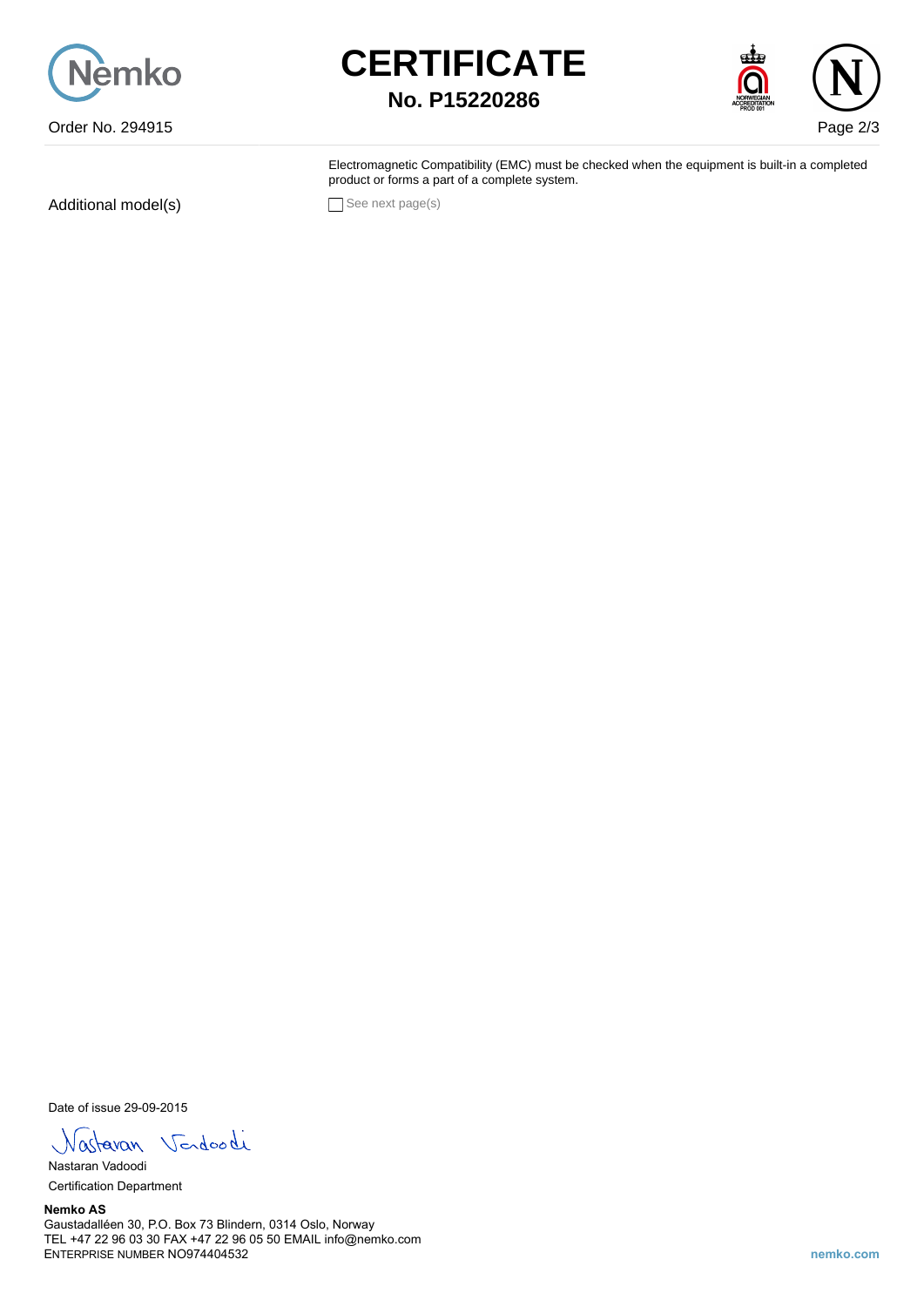# CERTIFICATE

**No. P15220286**

Order No. 294915

Electromagnetic Compatibility (EMC) must be checked when the equipment is built-in a completed product or forms a part of a complete system.

Additional model(s) ☐ See next page(s)

Date of issue 29-09-2015

Nastaran Vadoodi
Certification Department

**Nemko AS**
Gaustadalléen 30, P.O. Box 73 Blindern, 0314 Oslo, Norway
TEL +47 22 96 03 30 FAX +47 22 96 05 50 EMAIL info@nemko.com
ENTERPRISE NUMBER NO974404532

nemko.com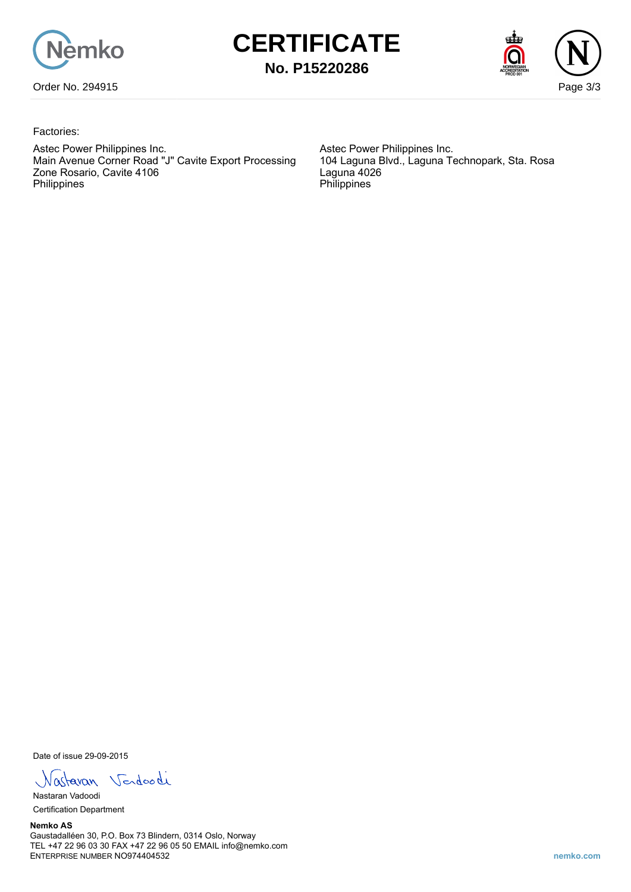Factories:

Astec Power Philippines Inc.
Main Avenue Corner Road "J" Cavite Export Processing
Zone Rosario, Cavite 4106
Philippines

Astec Power Philippines Inc.
104 Laguna Blvd., Laguna Technopark, Sta. Rosa
Laguna 4026
Philippines

Date of issue 29-09-2015

Nastaran Vadoodi
Certification Department

**Nemko AS**
Gaustadalléen 30, P.O. Box 73 Blindern, 0314 Oslo, Norway
TEL +47 22 96 03 30 FAX +47 22 96 05 50 EMAIL info@nemko.com
ENTERPRISE NUMBER NO974404532

nemko.com